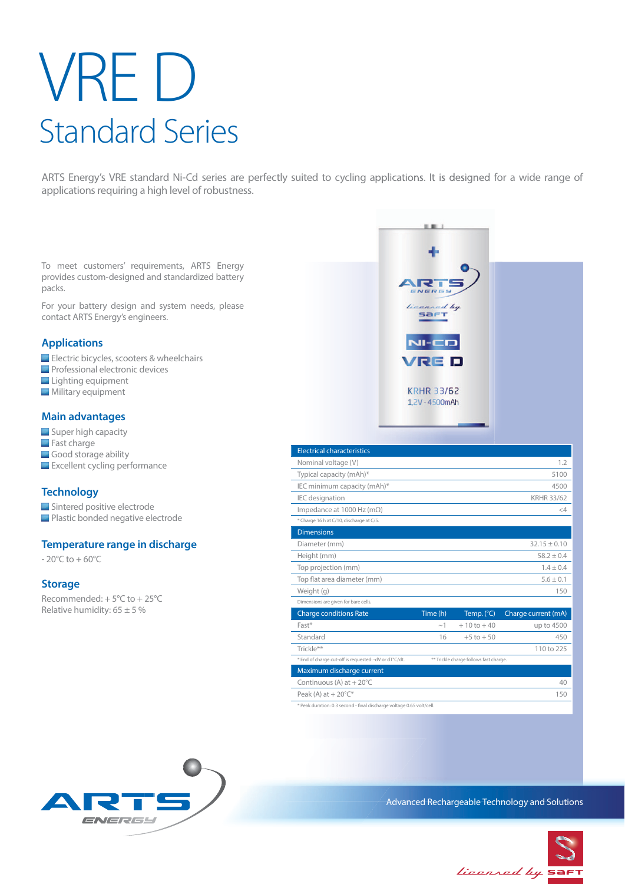# VRE D

## Standard Series

ARTS Energy's VRE standard Ni-Cd series are perfectly suited to cycling applications. It is designed for a wide range of applications requiring a high level of robustness.

To meet customers' requirements, ARTS Energy provides custom-designed and standardized battery packs.

For your battery design and system needs, please contact ARTS Energy's engineers.

### Applications

- Electric bicycles, scooters & wheelchairs
- Professional electronic devices
- Lighting equipment
- Military equipment

### Main advantages

- Super high capacity
- Fast charge
- Good storage ability
- Excellent cycling performance

### Technology

- Sintered positive electrode
- Plastic bonded negative electrode

### Temperature range in discharge

- 20°C to + 60°C

### Storage

Recommended: + 5°C to + 25°C
Relative humidity: 65 ± 5 %

| Electrical characteristics | |
|---|---|
| Nominal voltage (V) | 1.2 |
| Typical capacity (mAh)* | 5100 |
| IEC minimum capacity (mAh)* | 4500 |
| IEC designation | KRHR 33/62 |
| Impedance at 1000 Hz (mΩ) | <4 |

\* Charge 16 h at C/10, discharge at C/5.

| Dimensions | |
|---|---|
| Diameter (mm) | 32.15 ± 0.10 |
| Height (mm) | 58.2 ± 0.4 |
| Top projection (mm) | 1.4 ± 0.4 |
| Top flat area diameter (mm) | 5.6 ± 0.1 |
| Weight (g) | 150 |

Dimensions are given for bare cells.

| Charge conditions Rate | Time (h) | Temp. (°C) | Charge current (mA) |
|---|---|---|---|
| Fast* | ~1 | + 10 to + 40 | up to 4500 |
| Standard | 16 | +5 to + 50 | 450 |
| Trickle** | | | 110 to 225 |

\* End of charge cut-off is requested: -dV or dT°C/dt. ** Trickle charge follows fast charge.

| Maximum discharge current | |
|---|---|
| Continuous (A) at + 20°C | 40 |
| Peak (A) at + 20°C* | 150 |

\* Peak duration: 0.3 second - final discharge voltage 0.65 volt/cell.

Advanced Rechargeable Technology and Solutions

licensed by SAFT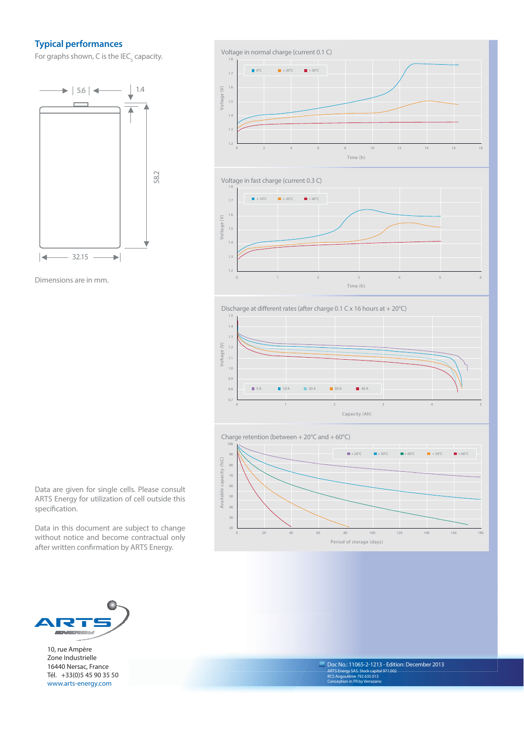## Typical performances

For graphs shown, C is the $IEC_5$ capacity.

5.6

1.4

58.2

32.15

Dimensions are in mm.

Voltage in normal charge (current 0.1 C)

Voltage (V)

1.8
1.7
1.6
1.5
1.4
1.3
1.2

0°C
+ 20°C
+ 50°C

0 2 4 6 8 10 12 14 16 18

Time (h)

Voltage in fast charge (current 0.3 C)

Voltage (V)

1.8
1.7
1.6
1.5
1.4
1.3
1.2

+ 10°C
+ 20°C
+ 40°C

0 1 2 3 4 5 6

Time (h)

Discharge at different rates (after charge 0.1 C x 16 hours at + 20°C)

Voltage (V)

1.5
1.4
1.3
1.2
1.1
1.0
0.9
0.8
0.7

5 A
10 A
20 A
30 A
40 A

0 1 2 3 4 5

Capacity (Ah)

Charge retention (between + 20°C and + 60°C)

Available capacity (%C)

100
90
80
70
60
50
40
30
20

+ 20°C
+ 30°C
+ 40°C
+ 50°C
+ 60°C

0 20 40 60 80 100 120 140 160 180

Period of storage (days)

Data are given for single cells. Please consult ARTS Energy for utilization of cell outside this specification.

Data in this document are subject to change without notice and become contractual only after written confirmation by ARTS Energy.

ARTS ENERGY

10, rue Ampère
Zone Industrielle
16440 Nersac, France
Tél. +33(0)5 45 90 35 50
www.arts-energy.com

Doc No.: 11065-2-1213 - Edition: December 2013
ARTS Energy SAS. Stock capital 971.002
RCS Angoulême 792 635 013
Conception in FR by Verrazano